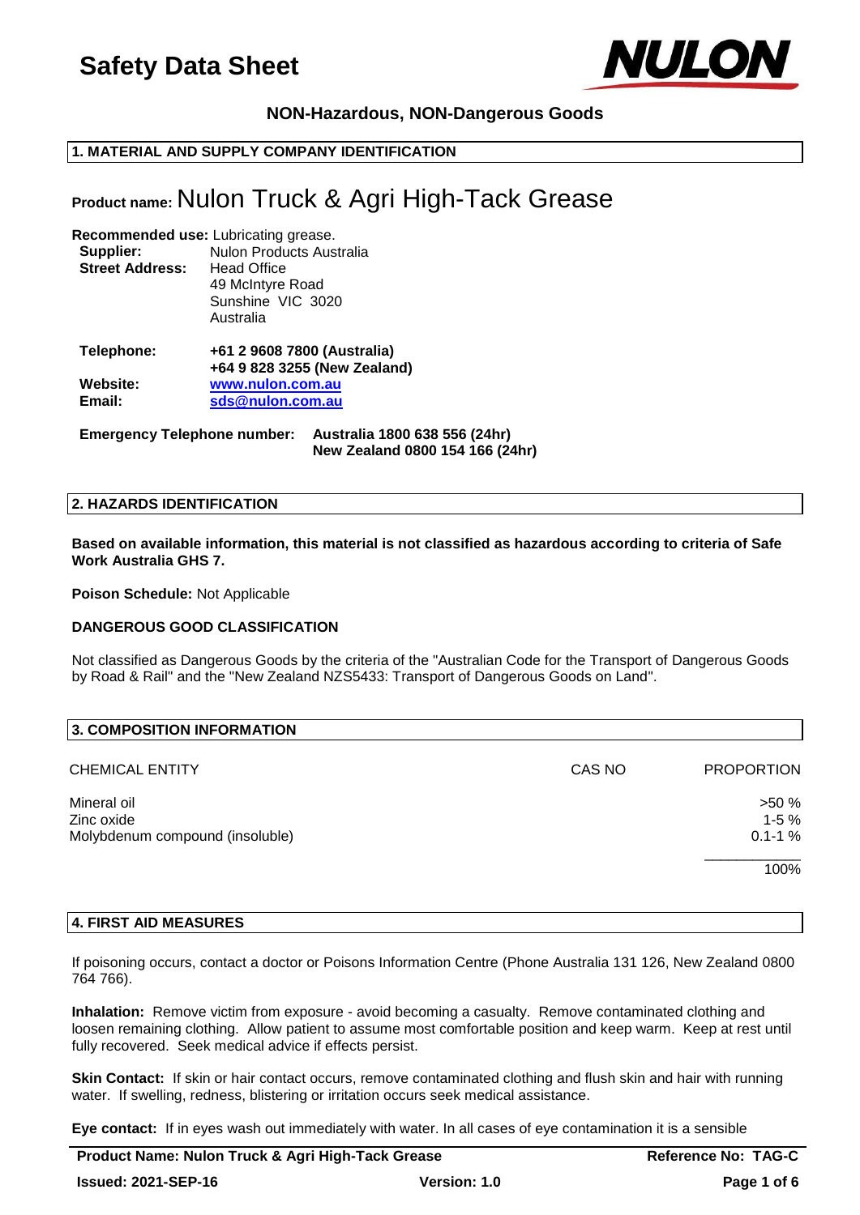# Safety Data Sheet

**NON-Hazardous, NON-Dangerous Goods**

## 1. MATERIAL AND SUPPLY COMPANY IDENTIFICATION

**Product name:** Nulon Truck & Agri High-Tack Grease

**Recommended use:** Lubricating grease.

**Supplier:** Nulon Products Australia

**Street Address:** Head Office
49 McIntyre Road
Sunshine VIC 3020
Australia

**Telephone:** **+61 2 9608 7800 (Australia)**
**+64 9 828 3255 (New Zealand)**

**Website:** www.nulon.com.au

**Email:** sds@nulon.com.au

**Emergency Telephone number:** **Australia 1800 638 556 (24hr)**
**New Zealand 0800 154 166 (24hr)**

## 2. HAZARDS IDENTIFICATION

**Based on available information, this material is not classified as hazardous according to criteria of Safe Work Australia GHS 7.**

**Poison Schedule:** Not Applicable

**DANGEROUS GOOD CLASSIFICATION**

Not classified as Dangerous Goods by the criteria of the "Australian Code for the Transport of Dangerous Goods by Road & Rail" and the "New Zealand NZS5433: Transport of Dangerous Goods on Land".

## 3. COMPOSITION INFORMATION

| CHEMICAL ENTITY | CAS NO | PROPORTION |
|---|---|---|
| Mineral oil | | >50 % |
| Zinc oxide | | 1-5 % |
| Molybdenum compound (insoluble) | | 0.1-1 % |
| | | 100% |

## 4. FIRST AID MEASURES

If poisoning occurs, contact a doctor or Poisons Information Centre (Phone Australia 131 126, New Zealand 0800 764 766).

**Inhalation:** Remove victim from exposure - avoid becoming a casualty. Remove contaminated clothing and loosen remaining clothing. Allow patient to assume most comfortable position and keep warm. Keep at rest until fully recovered. Seek medical advice if effects persist.

**Skin Contact:** If skin or hair contact occurs, remove contaminated clothing and flush skin and hair with running water. If swelling, redness, blistering or irritation occurs seek medical assistance.

**Eye contact:** If in eyes wash out immediately with water. In all cases of eye contamination it is a sensible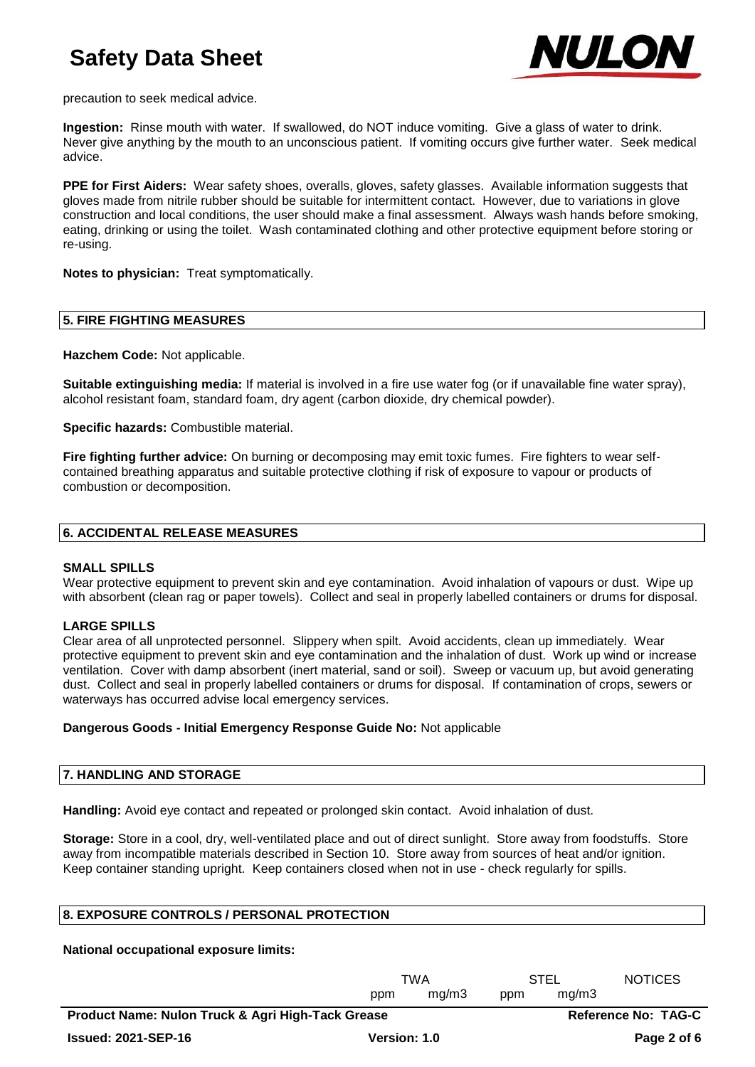precaution to seek medical advice.

**Ingestion:** Rinse mouth with water. If swallowed, do NOT induce vomiting. Give a glass of water to drink. Never give anything by the mouth to an unconscious patient. If vomiting occurs give further water. Seek medical advice.

**PPE for First Aiders:** Wear safety shoes, overalls, gloves, safety glasses. Available information suggests that gloves made from nitrile rubber should be suitable for intermittent contact. However, due to variations in glove construction and local conditions, the user should make a final assessment. Always wash hands before smoking, eating, drinking or using the toilet. Wash contaminated clothing and other protective equipment before storing or re-using.

**Notes to physician:** Treat symptomatically.

## 5. FIRE FIGHTING MEASURES

**Hazchem Code:** Not applicable.

**Suitable extinguishing media:** If material is involved in a fire use water fog (or if unavailable fine water spray), alcohol resistant foam, standard foam, dry agent (carbon dioxide, dry chemical powder).

**Specific hazards:** Combustible material.

**Fire fighting further advice:** On burning or decomposing may emit toxic fumes. Fire fighters to wear self-contained breathing apparatus and suitable protective clothing if risk of exposure to vapour or products of combustion or decomposition.

## 6. ACCIDENTAL RELEASE MEASURES

**SMALL SPILLS**

Wear protective equipment to prevent skin and eye contamination. Avoid inhalation of vapours or dust. Wipe up with absorbent (clean rag or paper towels). Collect and seal in properly labelled containers or drums for disposal.

**LARGE SPILLS**

Clear area of all unprotected personnel. Slippery when spilt. Avoid accidents, clean up immediately. Wear protective equipment to prevent skin and eye contamination and the inhalation of dust. Work up wind or increase ventilation. Cover with damp absorbent (inert material, sand or soil). Sweep or vacuum up, but avoid generating dust. Collect and seal in properly labelled containers or drums for disposal. If contamination of crops, sewers or waterways has occurred advise local emergency services.

**Dangerous Goods - Initial Emergency Response Guide No:** Not applicable

## 7. HANDLING AND STORAGE

**Handling:** Avoid eye contact and repeated or prolonged skin contact. Avoid inhalation of dust.

**Storage:** Store in a cool, dry, well-ventilated place and out of direct sunlight. Store away from foodstuffs. Store away from incompatible materials described in Section 10. Store away from sources of heat and/or ignition. Keep container standing upright. Keep containers closed when not in use - check regularly for spills.

## 8. EXPOSURE CONTROLS / PERSONAL PROTECTION

**National occupational exposure limits:**

| | TWA | | STEL | | NOTICES |
|---|---|---|---|---|---|
| | ppm | mg/m3 | ppm | mg/m3 | |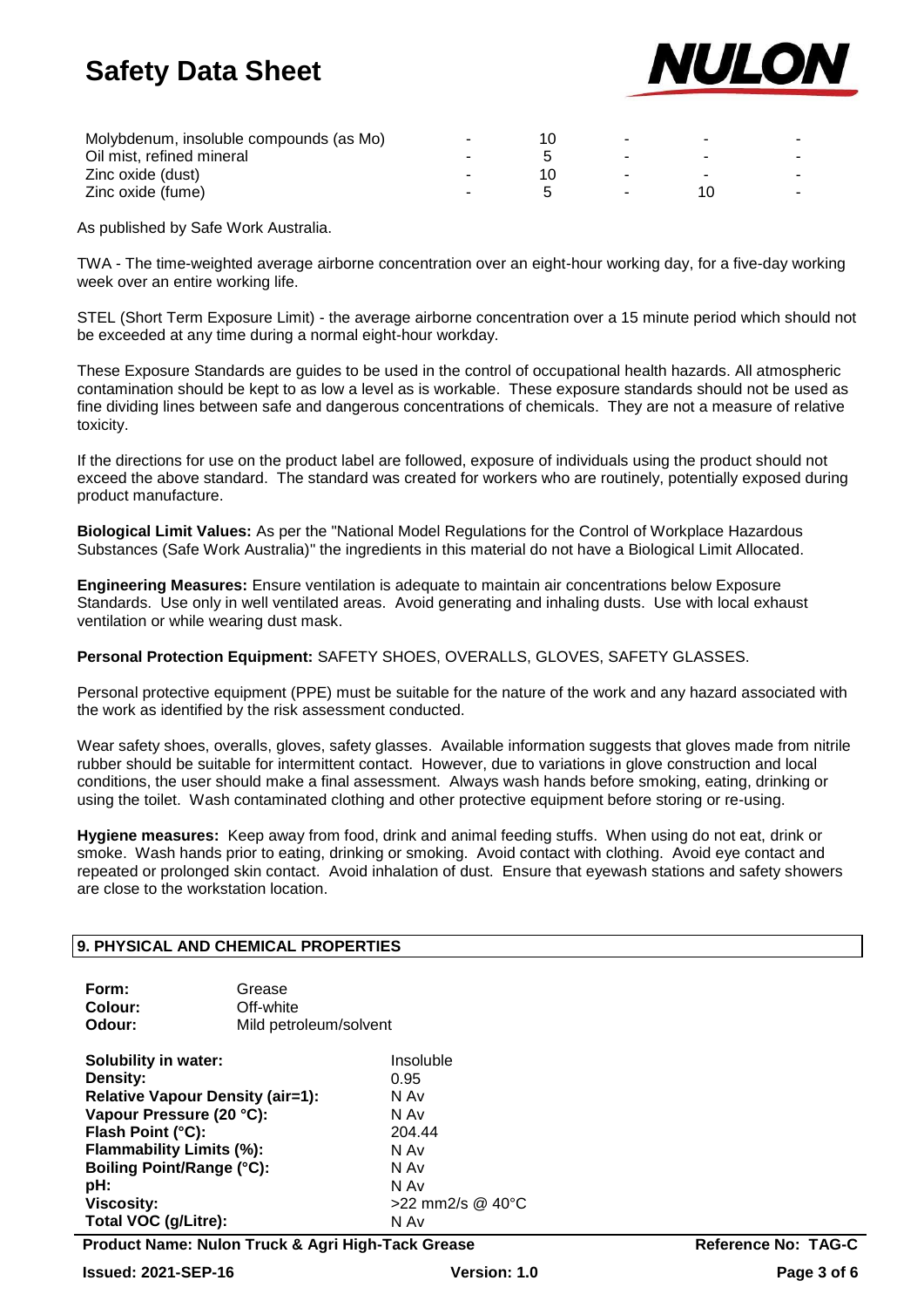| | | | | | |
|---|---|---|---|---|---|
| Molybdenum, insoluble compounds (as Mo) | - | 10 | - | - | - |
| Oil mist, refined mineral | - | 5 | - | - | - |
| Zinc oxide (dust) | - | 10 | - | - | - |
| Zinc oxide (fume) | - | 5 | - | 10 | - |

As published by Safe Work Australia.

TWA - The time-weighted average airborne concentration over an eight-hour working day, for a five-day working week over an entire working life.

STEL (Short Term Exposure Limit) - the average airborne concentration over a 15 minute period which should not be exceeded at any time during a normal eight-hour workday.

These Exposure Standards are guides to be used in the control of occupational health hazards. All atmospheric contamination should be kept to as low a level as is workable. These exposure standards should not be used as fine dividing lines between safe and dangerous concentrations of chemicals. They are not a measure of relative toxicity.

If the directions for use on the product label are followed, exposure of individuals using the product should not exceed the above standard. The standard was created for workers who are routinely, potentially exposed during product manufacture.

**Biological Limit Values:** As per the "National Model Regulations for the Control of Workplace Hazardous Substances (Safe Work Australia)" the ingredients in this material do not have a Biological Limit Allocated.

**Engineering Measures:** Ensure ventilation is adequate to maintain air concentrations below Exposure Standards. Use only in well ventilated areas. Avoid generating and inhaling dusts. Use with local exhaust ventilation or while wearing dust mask.

**Personal Protection Equipment:** SAFETY SHOES, OVERALLS, GLOVES, SAFETY GLASSES.

Personal protective equipment (PPE) must be suitable for the nature of the work and any hazard associated with the work as identified by the risk assessment conducted.

Wear safety shoes, overalls, gloves, safety glasses. Available information suggests that gloves made from nitrile rubber should be suitable for intermittent contact. However, due to variations in glove construction and local conditions, the user should make a final assessment. Always wash hands before smoking, eating, drinking or using the toilet. Wash contaminated clothing and other protective equipment before storing or re-using.

**Hygiene measures:** Keep away from food, drink and animal feeding stuffs. When using do not eat, drink or smoke. Wash hands prior to eating, drinking or smoking. Avoid contact with clothing. Avoid eye contact and repeated or prolonged skin contact. Avoid inhalation of dust. Ensure that eyewash stations and safety showers are close to the workstation location.

## 9. PHYSICAL AND CHEMICAL PROPERTIES

| | |
|---|---|
| **Form:** | Grease |
| **Colour:** | Off-white |
| **Odour:** | Mild petroleum/solvent |

| | |
|---|---|
| **Solubility in water:** | Insoluble |
| **Density:** | 0.95 |
| **Relative Vapour Density (air=1):** | N Av |
| **Vapour Pressure (20 °C):** | N Av |
| **Flash Point (°C):** | 204.44 |
| **Flammability Limits (%):** | N Av |
| **Boiling Point/Range (°C):** | N Av |
| **pH:** | N Av |
| **Viscosity:** | >22 mm2/s @ 40°C |
| **Total VOC (g/Litre):** | N Av |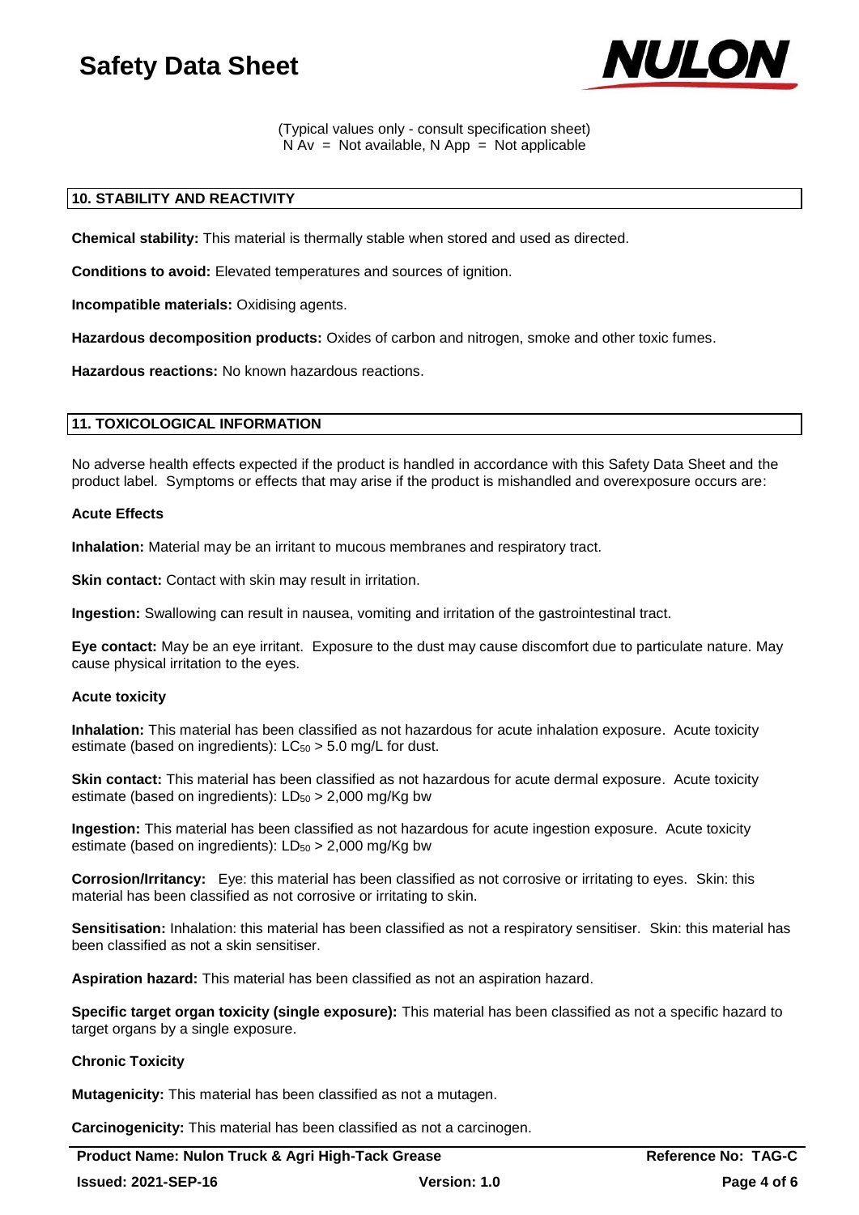(Typical values only - consult specification sheet)
N Av = Not available, N App = Not applicable

## 10. STABILITY AND REACTIVITY

**Chemical stability:** This material is thermally stable when stored and used as directed.

**Conditions to avoid:** Elevated temperatures and sources of ignition.

**Incompatible materials:** Oxidising agents.

**Hazardous decomposition products:** Oxides of carbon and nitrogen, smoke and other toxic fumes.

**Hazardous reactions:** No known hazardous reactions.

## 11. TOXICOLOGICAL INFORMATION

No adverse health effects expected if the product is handled in accordance with this Safety Data Sheet and the product label. Symptoms or effects that may arise if the product is mishandled and overexposure occurs are:

**Acute Effects**

**Inhalation:** Material may be an irritant to mucous membranes and respiratory tract.

**Skin contact:** Contact with skin may result in irritation.

**Ingestion:** Swallowing can result in nausea, vomiting and irritation of the gastrointestinal tract.

**Eye contact:** May be an eye irritant. Exposure to the dust may cause discomfort due to particulate nature. May cause physical irritation to the eyes.

**Acute toxicity**

**Inhalation:** This material has been classified as not hazardous for acute inhalation exposure. Acute toxicity estimate (based on ingredients): $LC_{50}$ > 5.0 mg/L for dust.

**Skin contact:** This material has been classified as not hazardous for acute dermal exposure. Acute toxicity estimate (based on ingredients): $LD_{50}$ > 2,000 mg/Kg bw

**Ingestion:** This material has been classified as not hazardous for acute ingestion exposure. Acute toxicity estimate (based on ingredients): $LD_{50}$ > 2,000 mg/Kg bw

**Corrosion/Irritancy:** Eye: this material has been classified as not corrosive or irritating to eyes. Skin: this material has been classified as not corrosive or irritating to skin.

**Sensitisation:** Inhalation: this material has been classified as not a respiratory sensitiser. Skin: this material has been classified as not a skin sensitiser.

**Aspiration hazard:** This material has been classified as not an aspiration hazard.

**Specific target organ toxicity (single exposure):** This material has been classified as not a specific hazard to target organs by a single exposure.

**Chronic Toxicity**

**Mutagenicity:** This material has been classified as not a mutagen.

**Carcinogenicity:** This material has been classified as not a carcinogen.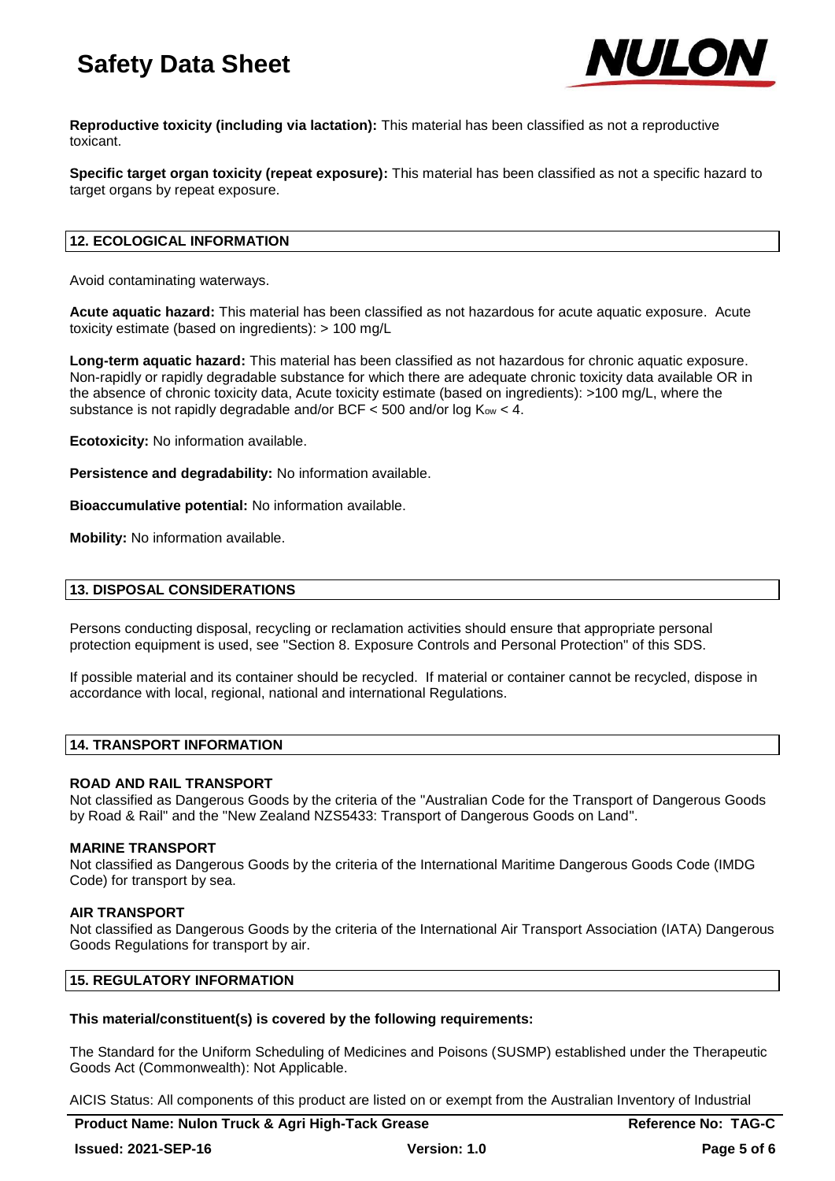**Reproductive toxicity (including via lactation):** This material has been classified as not a reproductive toxicant.

**Specific target organ toxicity (repeat exposure):** This material has been classified as not a specific hazard to target organs by repeat exposure.

## 12. ECOLOGICAL INFORMATION

Avoid contaminating waterways.

**Acute aquatic hazard:** This material has been classified as not hazardous for acute aquatic exposure. Acute toxicity estimate (based on ingredients): > 100 mg/L

**Long-term aquatic hazard:** This material has been classified as not hazardous for chronic aquatic exposure. Non-rapidly or rapidly degradable substance for which there are adequate chronic toxicity data available OR in the absence of chronic toxicity data, Acute toxicity estimate (based on ingredients): >100 mg/L, where the substance is not rapidly degradable and/or BCF < 500 and/or log $K_{ow}$ < 4.

**Ecotoxicity:** No information available.

**Persistence and degradability:** No information available.

**Bioaccumulative potential:** No information available.

**Mobility:** No information available.

## 13. DISPOSAL CONSIDERATIONS

Persons conducting disposal, recycling or reclamation activities should ensure that appropriate personal protection equipment is used, see "Section 8. Exposure Controls and Personal Protection" of this SDS.

If possible material and its container should be recycled. If material or container cannot be recycled, dispose in accordance with local, regional, national and international Regulations.

## 14. TRANSPORT INFORMATION

**ROAD AND RAIL TRANSPORT**
Not classified as Dangerous Goods by the criteria of the "Australian Code for the Transport of Dangerous Goods by Road & Rail" and the "New Zealand NZS5433: Transport of Dangerous Goods on Land".

**MARINE TRANSPORT**
Not classified as Dangerous Goods by the criteria of the International Maritime Dangerous Goods Code (IMDG Code) for transport by sea.

**AIR TRANSPORT**
Not classified as Dangerous Goods by the criteria of the International Air Transport Association (IATA) Dangerous Goods Regulations for transport by air.

## 15. REGULATORY INFORMATION

**This material/constituent(s) is covered by the following requirements:**

The Standard for the Uniform Scheduling of Medicines and Poisons (SUSMP) established under the Therapeutic Goods Act (Commonwealth): Not Applicable.

AICIS Status: All components of this product are listed on or exempt from the Australian Inventory of Industrial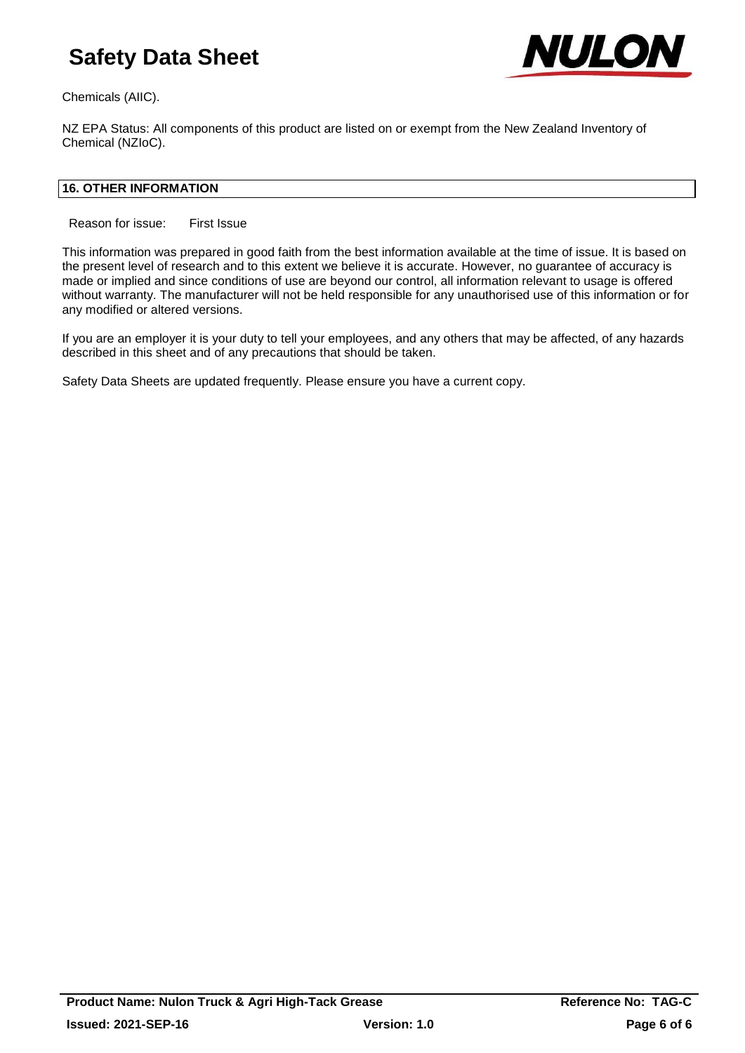Chemicals (AIIC).

NZ EPA Status: All components of this product are listed on or exempt from the New Zealand Inventory of Chemical (NZIoC).

## 16. OTHER INFORMATION

Reason for issue: First Issue

This information was prepared in good faith from the best information available at the time of issue. It is based on the present level of research and to this extent we believe it is accurate. However, no guarantee of accuracy is made or implied and since conditions of use are beyond our control, all information relevant to usage is offered without warranty. The manufacturer will not be held responsible for any unauthorised use of this information or for any modified or altered versions.

If you are an employer it is your duty to tell your employees, and any others that may be affected, of any hazards described in this sheet and of any precautions that should be taken.

Safety Data Sheets are updated frequently. Please ensure you have a current copy.